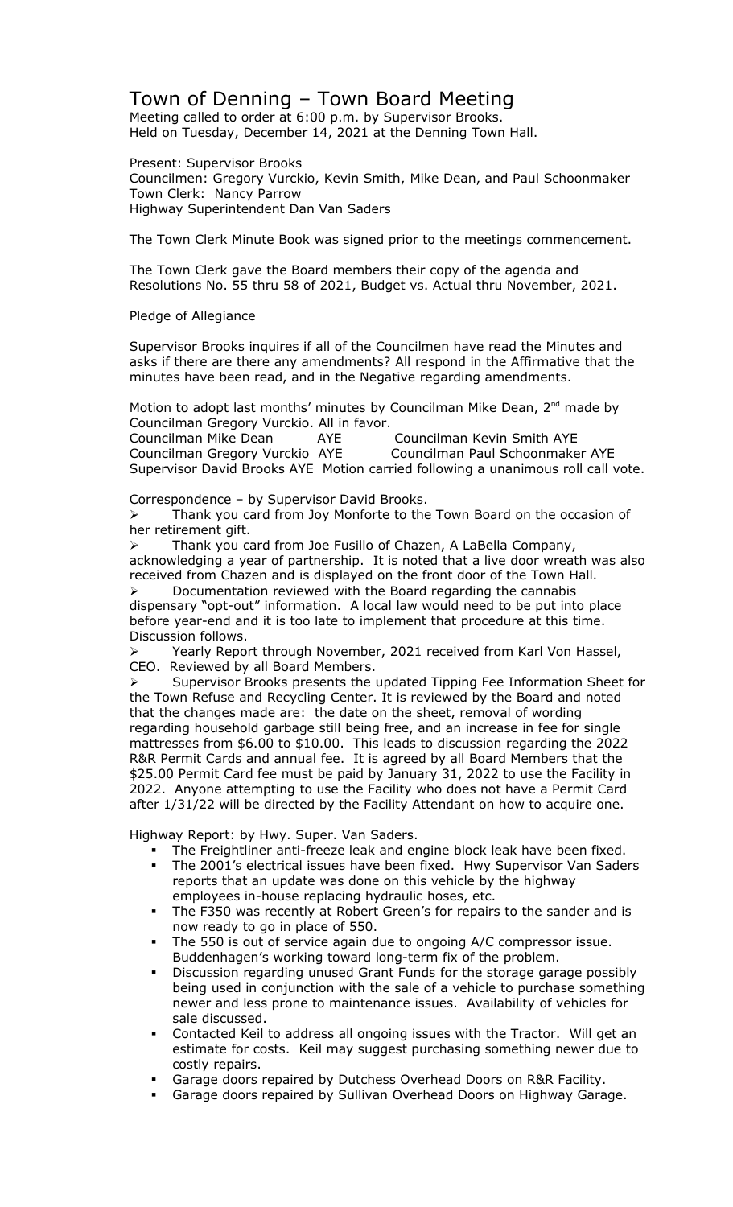# Town of Denning – Town Board Meeting

Meeting called to order at 6:00 p.m. by Supervisor Brooks.
Held on Tuesday, December 14, 2021 at the Denning Town Hall.

Present: Supervisor Brooks
Councilmen: Gregory Vurckio, Kevin Smith, Mike Dean, and Paul Schoonmaker
Town Clerk: Nancy Parrow
Highway Superintendent Dan Van Saders

The Town Clerk Minute Book was signed prior to the meetings commencement.

The Town Clerk gave the Board members their copy of the agenda and Resolutions No. 55 thru 58 of 2021, Budget vs. Actual thru November, 2021.

Pledge of Allegiance

Supervisor Brooks inquires if all of the Councilmen have read the Minutes and asks if there are there any amendments? All respond in the Affirmative that the minutes have been read, and in the Negative regarding amendments.

Motion to adopt last months' minutes by Councilman Mike Dean, 2nd made by Councilman Gregory Vurckio. All in favor.
Councilman Mike Dean AYE Councilman Kevin Smith AYE
Councilman Gregory Vurckio AYE Councilman Paul Schoonmaker AYE
Supervisor David Brooks AYE Motion carried following a unanimous roll call vote.

Correspondence – by Supervisor David Brooks.

- Thank you card from Joy Monforte to the Town Board on the occasion of her retirement gift.
- Thank you card from Joe Fusillo of Chazen, A LaBella Company, acknowledging a year of partnership. It is noted that a live door wreath was also received from Chazen and is displayed on the front door of the Town Hall.
- Documentation reviewed with the Board regarding the cannabis dispensary "opt-out" information. A local law would need to be put into place before year-end and it is too late to implement that procedure at this time. Discussion follows.
- Yearly Report through November, 2021 received from Karl Von Hassel, CEO. Reviewed by all Board Members.
- Supervisor Brooks presents the updated Tipping Fee Information Sheet for the Town Refuse and Recycling Center. It is reviewed by the Board and noted that the changes made are: the date on the sheet, removal of wording regarding household garbage still being free, and an increase in fee for single mattresses from $6.00 to $10.00. This leads to discussion regarding the 2022 R&R Permit Cards and annual fee. It is agreed by all Board Members that the $25.00 Permit Card fee must be paid by January 31, 2022 to use the Facility in 2022. Anyone attempting to use the Facility who does not have a Permit Card after 1/31/22 will be directed by the Facility Attendant on how to acquire one.

Highway Report: by Hwy. Super. Van Saders.

- The Freightliner anti-freeze leak and engine block leak have been fixed.
- The 2001's electrical issues have been fixed. Hwy Supervisor Van Saders reports that an update was done on this vehicle by the highway employees in-house replacing hydraulic hoses, etc.
- The F350 was recently at Robert Green's for repairs to the sander and is now ready to go in place of 550.
- The 550 is out of service again due to ongoing A/C compressor issue. Buddenhagen's working toward long-term fix of the problem.
- Discussion regarding unused Grant Funds for the storage garage possibly being used in conjunction with the sale of a vehicle to purchase something newer and less prone to maintenance issues. Availability of vehicles for sale discussed.
- Contacted Keil to address all ongoing issues with the Tractor. Will get an estimate for costs. Keil may suggest purchasing something newer due to costly repairs.
- Garage doors repaired by Dutchess Overhead Doors on R&R Facility.
- Garage doors repaired by Sullivan Overhead Doors on Highway Garage.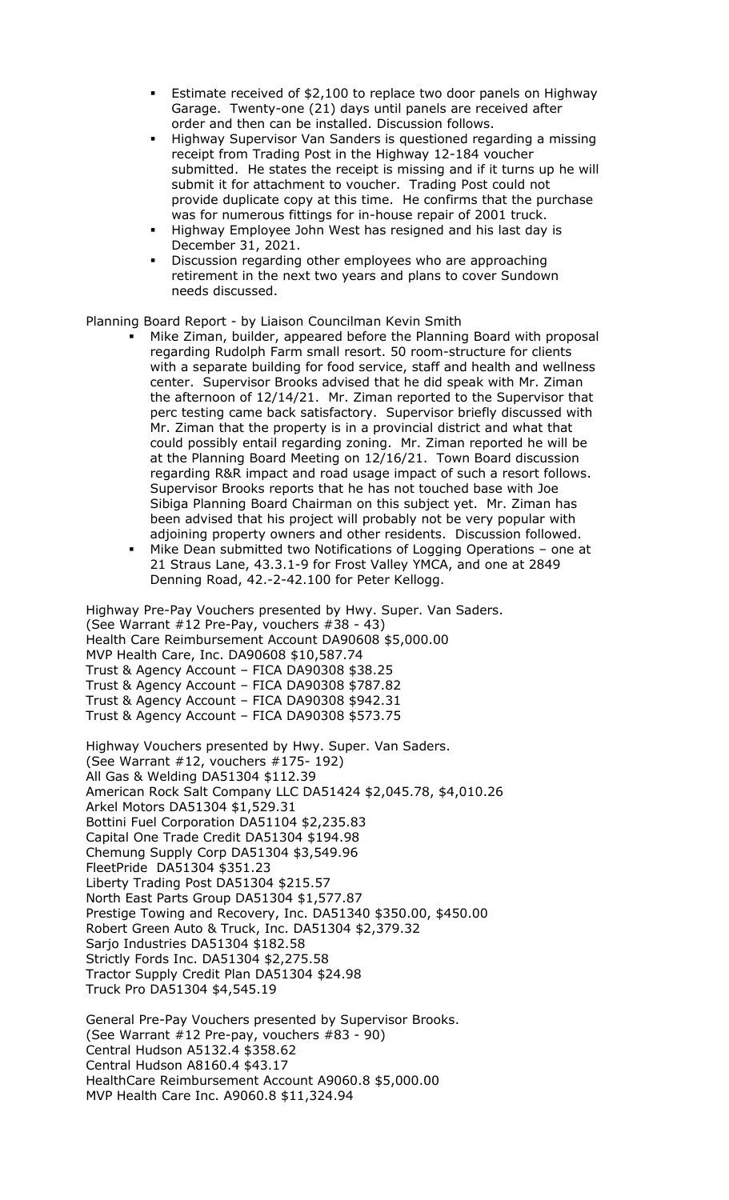- Estimate received of $2,100 to replace two door panels on Highway Garage. Twenty-one (21) days until panels are received after order and then can be installed. Discussion follows.
- Highway Supervisor Van Sanders is questioned regarding a missing receipt from Trading Post in the Highway 12-184 voucher submitted. He states the receipt is missing and if it turns up he will submit it for attachment to voucher. Trading Post could not provide duplicate copy at this time. He confirms that the purchase was for numerous fittings for in-house repair of 2001 truck.
- Highway Employee John West has resigned and his last day is December 31, 2021.
- Discussion regarding other employees who are approaching retirement in the next two years and plans to cover Sundown needs discussed.

Planning Board Report - by Liaison Councilman Kevin Smith

- Mike Ziman, builder, appeared before the Planning Board with proposal regarding Rudolph Farm small resort. 50 room-structure for clients with a separate building for food service, staff and health and wellness center. Supervisor Brooks advised that he did speak with Mr. Ziman the afternoon of 12/14/21. Mr. Ziman reported to the Supervisor that perc testing came back satisfactory. Supervisor briefly discussed with Mr. Ziman that the property is in a provincial district and what that could possibly entail regarding zoning. Mr. Ziman reported he will be at the Planning Board Meeting on 12/16/21. Town Board discussion regarding R&R impact and road usage impact of such a resort follows. Supervisor Brooks reports that he has not touched base with Joe Sibiga Planning Board Chairman on this subject yet. Mr. Ziman has been advised that his project will probably not be very popular with adjoining property owners and other residents. Discussion followed.
- Mike Dean submitted two Notifications of Logging Operations – one at 21 Straus Lane, 43.3.1-9 for Frost Valley YMCA, and one at 2849 Denning Road, 42.-2-42.100 for Peter Kellogg.

Highway Pre-Pay Vouchers presented by Hwy. Super. Van Saders.
(See Warrant #12 Pre-Pay, vouchers #38 - 43)
Health Care Reimbursement Account DA90608 $5,000.00
MVP Health Care, Inc. DA90608 $10,587.74
Trust & Agency Account – FICA DA90308 $38.25
Trust & Agency Account – FICA DA90308 $787.82
Trust & Agency Account – FICA DA90308 $942.31
Trust & Agency Account – FICA DA90308 $573.75

Highway Vouchers presented by Hwy. Super. Van Saders.
(See Warrant #12, vouchers #175- 192)
All Gas & Welding DA51304 $112.39
American Rock Salt Company LLC DA51424 $2,045.78, $4,010.26
Arkel Motors DA51304 $1,529.31
Bottini Fuel Corporation DA51104 $2,235.83
Capital One Trade Credit DA51304 $194.98
Chemung Supply Corp DA51304 $3,549.96
FleetPride DA51304 $351.23
Liberty Trading Post DA51304 $215.57
North East Parts Group DA51304 $1,577.87
Prestige Towing and Recovery, Inc. DA51340 $350.00, $450.00
Robert Green Auto & Truck, Inc. DA51304 $2,379.32
Sarjo Industries DA51304 $182.58
Strictly Fords Inc. DA51304 $2,275.58
Tractor Supply Credit Plan DA51304 $24.98
Truck Pro DA51304 $4,545.19

General Pre-Pay Vouchers presented by Supervisor Brooks.
(See Warrant #12 Pre-pay, vouchers #83 - 90)
Central Hudson A5132.4 $358.62
Central Hudson A8160.4 $43.17
HealthCare Reimbursement Account A9060.8 $5,000.00
MVP Health Care Inc. A9060.8 $11,324.94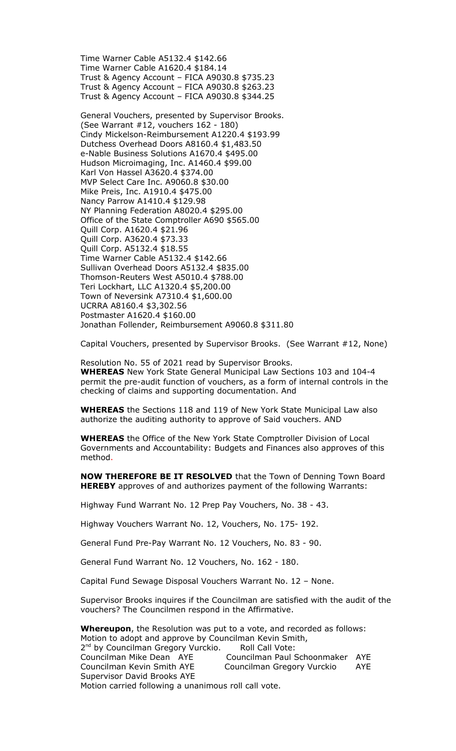Time Warner Cable A5132.4 $142.66
Time Warner Cable A1620.4 $184.14
Trust & Agency Account – FICA A9030.8 $735.23
Trust & Agency Account – FICA A9030.8 $263.23
Trust & Agency Account – FICA A9030.8 $344.25

General Vouchers, presented by Supervisor Brooks.
(See Warrant #12, vouchers 162 - 180)
Cindy Mickelson-Reimbursement A1220.4 $193.99
Dutchess Overhead Doors A8160.4 $1,483.50
e-Nable Business Solutions A1670.4 $495.00
Hudson Microimaging, Inc. A1460.4 $99.00
Karl Von Hassel A3620.4 $374.00
MVP Select Care Inc. A9060.8 $30.00
Mike Preis, Inc. A1910.4 $475.00
Nancy Parrow A1410.4 $129.98
NY Planning Federation A8020.4 $295.00
Office of the State Comptroller A690 $565.00
Quill Corp. A1620.4 $21.96
Quill Corp. A3620.4 $73.33
Quill Corp. A5132.4 $18.55
Time Warner Cable A5132.4 $142.66
Sullivan Overhead Doors A5132.4 $835.00
Thomson-Reuters West A5010.4 $788.00
Teri Lockhart, LLC A1320.4 $5,200.00
Town of Neversink A7310.4 $1,600.00
UCRRA A8160.4 $3,302.56
Postmaster A1620.4 $160.00
Jonathan Follender, Reimbursement A9060.8 $311.80

Capital Vouchers, presented by Supervisor Brooks. (See Warrant #12, None)

Resolution No. 55 of 2021 read by Supervisor Brooks.
**WHEREAS** New York State General Municipal Law Sections 103 and 104-4 permit the pre-audit function of vouchers, as a form of internal controls in the checking of claims and supporting documentation. And

**WHEREAS** the Sections 118 and 119 of New York State Municipal Law also authorize the auditing authority to approve of Said vouchers. AND

**WHEREAS** the Office of the New York State Comptroller Division of Local Governments and Accountability: Budgets and Finances also approves of this method.

**NOW THEREFORE BE IT RESOLVED** that the Town of Denning Town Board **HEREBY** approves of and authorizes payment of the following Warrants:

Highway Fund Warrant No. 12 Prep Pay Vouchers, No. 38 - 43.

Highway Vouchers Warrant No. 12, Vouchers, No. 175- 192.

General Fund Pre-Pay Warrant No. 12 Vouchers, No. 83 - 90.

General Fund Warrant No. 12 Vouchers, No. 162 - 180.

Capital Fund Sewage Disposal Vouchers Warrant No. 12 – None.

Supervisor Brooks inquires if the Councilman are satisfied with the audit of the vouchers? The Councilmen respond in the Affirmative.

**Whereupon**, the Resolution was put to a vote, and recorded as follows:
Motion to adopt and approve by Councilman Kevin Smith,
2nd by Councilman Gregory Vurckio. Roll Call Vote:
Councilman Mike Dean AYE Councilman Paul Schoonmaker AYE
Councilman Kevin Smith AYE Councilman Gregory Vurckio AYE
Supervisor David Brooks AYE
Motion carried following a unanimous roll call vote.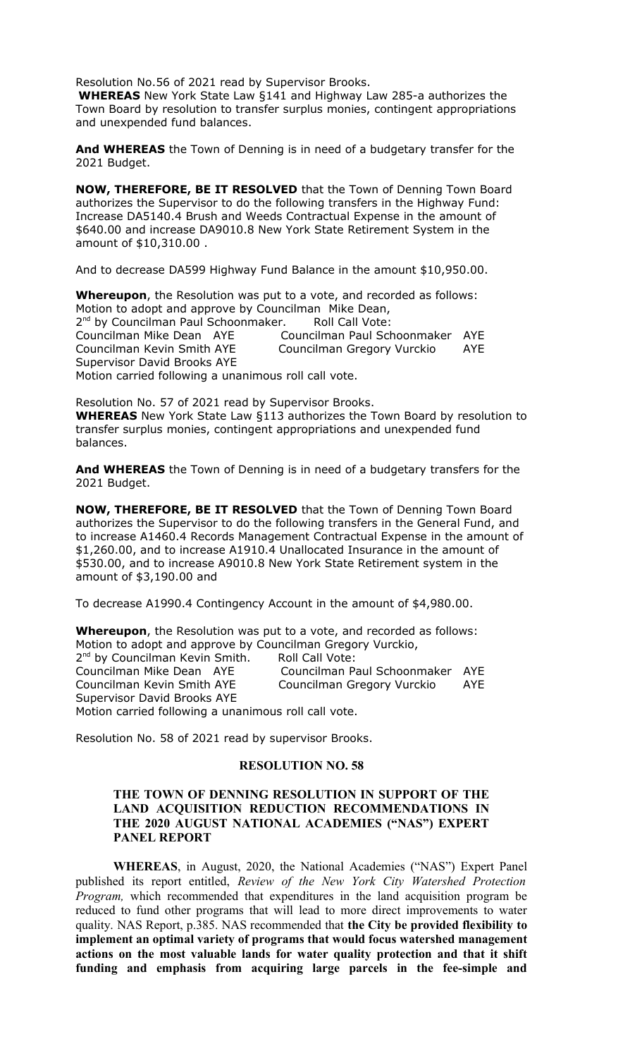Resolution No.56 of 2021 read by Supervisor Brooks.

**WHEREAS** New York State Law §141 and Highway Law 285-a authorizes the Town Board by resolution to transfer surplus monies, contingent appropriations and unexpended fund balances.

**And WHEREAS** the Town of Denning is in need of a budgetary transfer for the 2021 Budget.

**NOW, THEREFORE, BE IT RESOLVED** that the Town of Denning Town Board authorizes the Supervisor to do the following transfers in the Highway Fund: Increase DA5140.4 Brush and Weeds Contractual Expense in the amount of $640.00 and increase DA9010.8 New York State Retirement System in the amount of $10,310.00 .

And to decrease DA599 Highway Fund Balance in the amount $10,950.00.

**Whereupon**, the Resolution was put to a vote, and recorded as follows:
Motion to adopt and approve by Councilman Mike Dean,
2nd by Councilman Paul Schoonmaker. Roll Call Vote:
Councilman Mike Dean AYE Councilman Paul Schoonmaker AYE
Councilman Kevin Smith AYE Councilman Gregory Vurckio AYE
Supervisor David Brooks AYE
Motion carried following a unanimous roll call vote.

Resolution No. 57 of 2021 read by Supervisor Brooks.
**WHEREAS** New York State Law §113 authorizes the Town Board by resolution to transfer surplus monies, contingent appropriations and unexpended fund balances.

**And WHEREAS** the Town of Denning is in need of a budgetary transfers for the 2021 Budget.

**NOW, THEREFORE, BE IT RESOLVED** that the Town of Denning Town Board authorizes the Supervisor to do the following transfers in the General Fund, and to increase A1460.4 Records Management Contractual Expense in the amount of $1,260.00, and to increase A1910.4 Unallocated Insurance in the amount of $530.00, and to increase A9010.8 New York State Retirement system in the amount of $3,190.00 and

To decrease A1990.4 Contingency Account in the amount of $4,980.00.

**Whereupon**, the Resolution was put to a vote, and recorded as follows:
Motion to adopt and approve by Councilman Gregory Vurckio,
2nd by Councilman Kevin Smith. Roll Call Vote:
Councilman Mike Dean AYE Councilman Paul Schoonmaker AYE
Councilman Kevin Smith AYE Councilman Gregory Vurckio AYE
Supervisor David Brooks AYE
Motion carried following a unanimous roll call vote.

Resolution No. 58 of 2021 read by supervisor Brooks.

**RESOLUTION NO. 58**

**THE TOWN OF DENNING RESOLUTION IN SUPPORT OF THE LAND ACQUISITION REDUCTION RECOMMENDATIONS IN THE 2020 AUGUST NATIONAL ACADEMIES ("NAS") EXPERT PANEL REPORT**

**WHEREAS**, in August, 2020, the National Academies ("NAS") Expert Panel published its report entitled, *Review of the New York City Watershed Protection Program,* which recommended that expenditures in the land acquisition program be reduced to fund other programs that will lead to more direct improvements to water quality. NAS Report, p.385. NAS recommended that **the City be provided flexibility to implement an optimal variety of programs that would focus watershed management actions on the most valuable lands for water quality protection and that it shift funding and emphasis from acquiring large parcels in the fee-simple and**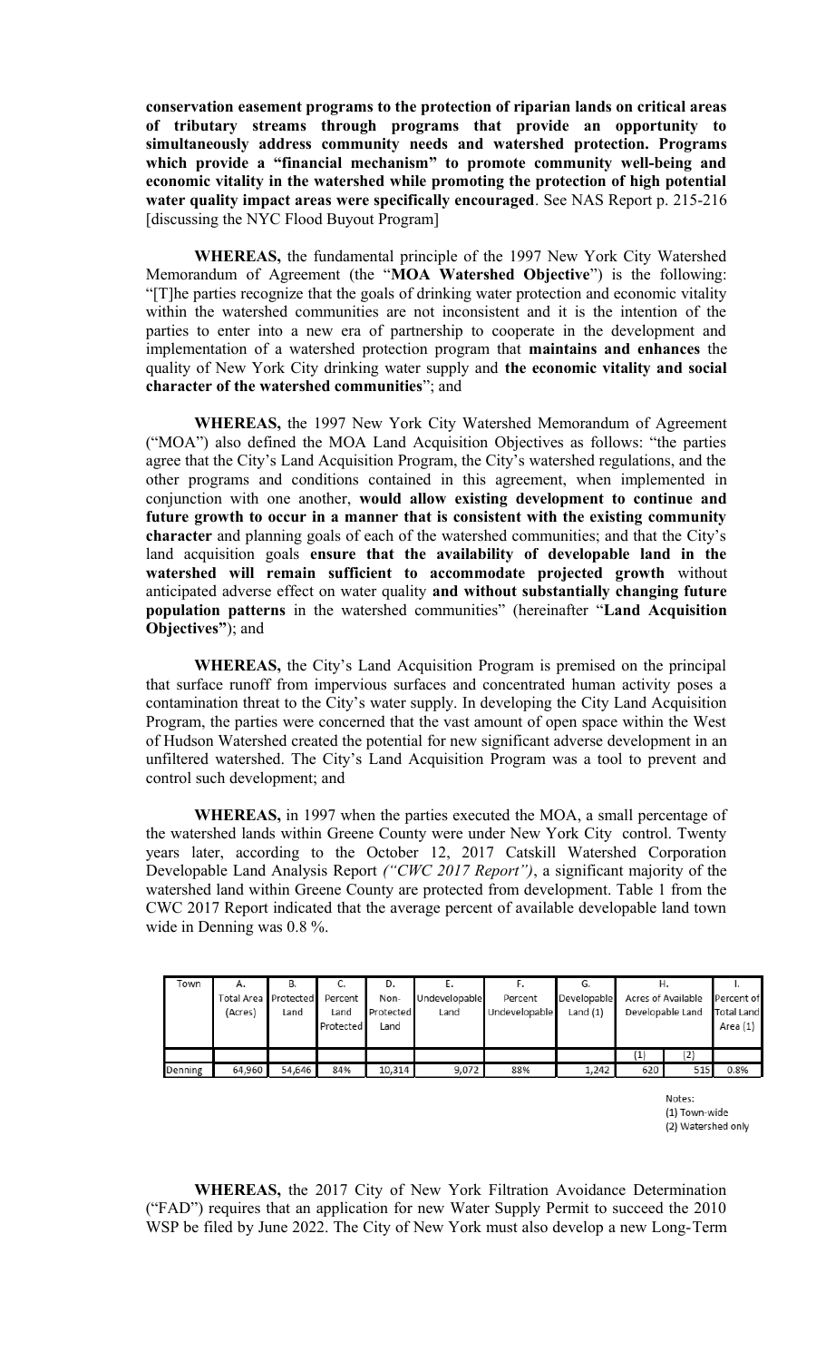**conservation easement programs to the protection of riparian lands on critical areas of tributary streams through programs that provide an opportunity to simultaneously address community needs and watershed protection. Programs which provide a "financial mechanism" to promote community well-being and economic vitality in the watershed while promoting the protection of high potential water quality impact areas were specifically encouraged**. See NAS Report p. 215-216 [discussing the NYC Flood Buyout Program]

**WHEREAS,** the fundamental principle of the 1997 New York City Watershed Memorandum of Agreement (the "**MOA Watershed Objective**") is the following: "[T]he parties recognize that the goals of drinking water protection and economic vitality within the watershed communities are not inconsistent and it is the intention of the parties to enter into a new era of partnership to cooperate in the development and implementation of a watershed protection program that **maintains and enhances** the quality of New York City drinking water supply and **the economic vitality and social character of the watershed communities**"; and

**WHEREAS,** the 1997 New York City Watershed Memorandum of Agreement ("MOA") also defined the MOA Land Acquisition Objectives as follows: "the parties agree that the City's Land Acquisition Program, the City's watershed regulations, and the other programs and conditions contained in this agreement, when implemented in conjunction with one another, **would allow existing development to continue and future growth to occur in a manner that is consistent with the existing community character** and planning goals of each of the watershed communities; and that the City's land acquisition goals **ensure that the availability of developable land in the watershed will remain sufficient to accommodate projected growth** without anticipated adverse effect on water quality **and without substantially changing future population patterns** in the watershed communities" (hereinafter "**Land Acquisition Objectives"**); and

**WHEREAS,** the City's Land Acquisition Program is premised on the principal that surface runoff from impervious surfaces and concentrated human activity poses a contamination threat to the City's water supply. In developing the City Land Acquisition Program, the parties were concerned that the vast amount of open space within the West of Hudson Watershed created the potential for new significant adverse development in an unfiltered watershed. The City's Land Acquisition Program was a tool to prevent and control such development; and

**WHEREAS,** in 1997 when the parties executed the MOA, a small percentage of the watershed lands within Greene County were under New York City control. Twenty years later, according to the October 12, 2017 Catskill Watershed Corporation Developable Land Analysis Report *("CWC 2017 Report")*, a significant majority of the watershed land within Greene County are protected from development. Table 1 from the CWC 2017 Report indicated that the average percent of available developable land town wide in Denning was 0.8 %.

| Town | A. Total Area (Acres) | B. Protected Land | C. Percent Land Protected | D. Non-Protected Land | E. Undevelopable Land | F. Percent Undevelopable | G. Developable Land (1) | H. Acres of Available Developable Land | | I. Percent of Total Land Area (1) |
|---|---|---|---|---|---|---|---|---|---|---|
| | | | | | | | | (1) | (2) | |
| Denning | 64,960 | 54,646 | 84% | 10,314 | 9,072 | 88% | 1,242 | 620 | 515 | 0.8% |

Notes:
(1) Town-wide
(2) Watershed only

**WHEREAS,** the 2017 City of New York Filtration Avoidance Determination ("FAD") requires that an application for new Water Supply Permit to succeed the 2010 WSP be filed by June 2022. The City of New York must also develop a new Long-Term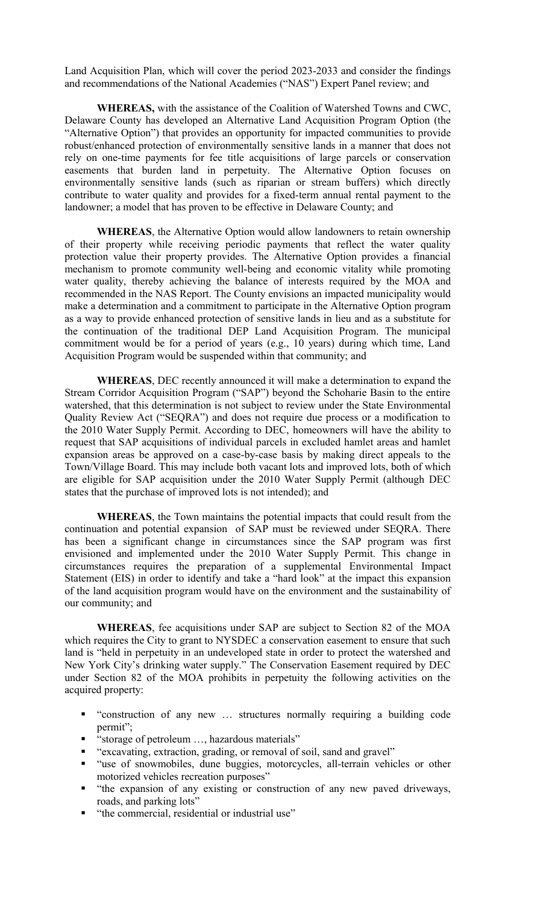Land Acquisition Plan, which will cover the period 2023-2033 and consider the findings and recommendations of the National Academies ("NAS") Expert Panel review; and

**WHEREAS,** with the assistance of the Coalition of Watershed Towns and CWC, Delaware County has developed an Alternative Land Acquisition Program Option (the "Alternative Option") that provides an opportunity for impacted communities to provide robust/enhanced protection of environmentally sensitive lands in a manner that does not rely on one-time payments for fee title acquisitions of large parcels or conservation easements that burden land in perpetuity. The Alternative Option focuses on environmentally sensitive lands (such as riparian or stream buffers) which directly contribute to water quality and provides for a fixed-term annual rental payment to the landowner; a model that has proven to be effective in Delaware County; and

**WHEREAS**, the Alternative Option would allow landowners to retain ownership of their property while receiving periodic payments that reflect the water quality protection value their property provides. The Alternative Option provides a financial mechanism to promote community well-being and economic vitality while promoting water quality, thereby achieving the balance of interests required by the MOA and recommended in the NAS Report. The County envisions an impacted municipality would make a determination and a commitment to participate in the Alternative Option program as a way to provide enhanced protection of sensitive lands in lieu and as a substitute for the continuation of the traditional DEP Land Acquisition Program. The municipal commitment would be for a period of years (e.g., 10 years) during which time, Land Acquisition Program would be suspended within that community; and

**WHEREAS**, DEC recently announced it will make a determination to expand the Stream Corridor Acquisition Program ("SAP") beyond the Schoharie Basin to the entire watershed, that this determination is not subject to review under the State Environmental Quality Review Act ("SEQRA") and does not require due process or a modification to the 2010 Water Supply Permit. According to DEC, homeowners will have the ability to request that SAP acquisitions of individual parcels in excluded hamlet areas and hamlet expansion areas be approved on a case-by-case basis by making direct appeals to the Town/Village Board. This may include both vacant lots and improved lots, both of which are eligible for SAP acquisition under the 2010 Water Supply Permit (although DEC states that the purchase of improved lots is not intended); and

**WHEREAS**, the Town maintains the potential impacts that could result from the continuation and potential expansion of SAP must be reviewed under SEQRA. There has been a significant change in circumstances since the SAP program was first envisioned and implemented under the 2010 Water Supply Permit. This change in circumstances requires the preparation of a supplemental Environmental Impact Statement (EIS) in order to identify and take a "hard look" at the impact this expansion of the land acquisition program would have on the environment and the sustainability of our community; and

**WHEREAS**, fee acquisitions under SAP are subject to Section 82 of the MOA which requires the City to grant to NYSDEC a conservation easement to ensure that such land is "held in perpetuity in an undeveloped state in order to protect the watershed and New York City's drinking water supply." The Conservation Easement required by DEC under Section 82 of the MOA prohibits in perpetuity the following activities on the acquired property:

- "construction of any new … structures normally requiring a building code permit";
- "storage of petroleum …, hazardous materials"
- "excavating, extraction, grading, or removal of soil, sand and gravel"
- "use of snowmobiles, dune buggies, motorcycles, all-terrain vehicles or other motorized vehicles recreation purposes"
- "the expansion of any existing or construction of any new paved driveways, roads, and parking lots"
- "the commercial, residential or industrial use"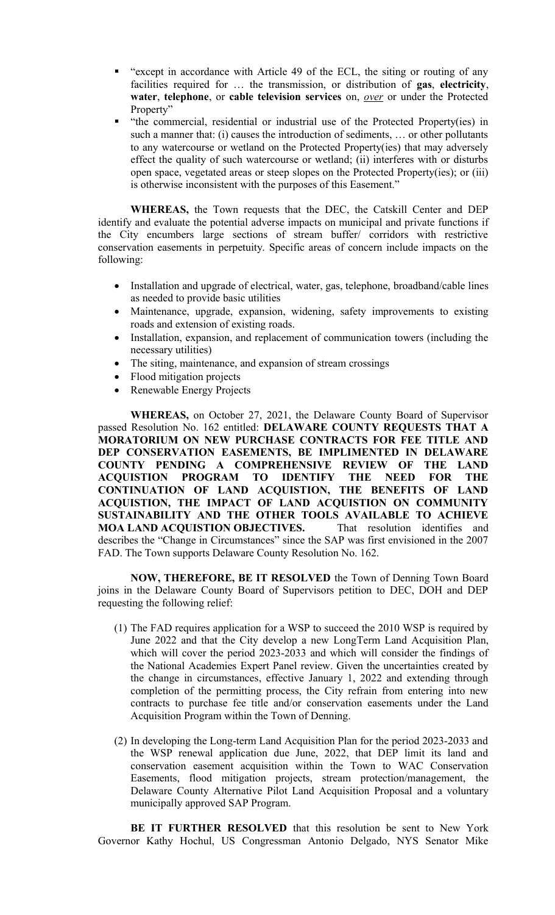- "except in accordance with Article 49 of the ECL, the siting or routing of any facilities required for … the transmission, or distribution of **gas**, **electricity**, **water**, **telephone**, or **cable television services** on, ***over*** or under the Protected Property"
- "the commercial, residential or industrial use of the Protected Property(ies) in such a manner that: (i) causes the introduction of sediments, … or other pollutants to any watercourse or wetland on the Protected Property(ies) that may adversely effect the quality of such watercourse or wetland; (ii) interferes with or disturbs open space, vegetated areas or steep slopes on the Protected Property(ies); or (iii) is otherwise inconsistent with the purposes of this Easement."

**WHEREAS,** the Town requests that the DEC, the Catskill Center and DEP identify and evaluate the potential adverse impacts on municipal and private functions if the City encumbers large sections of stream buffer/ corridors with restrictive conservation easements in perpetuity. Specific areas of concern include impacts on the following:

- Installation and upgrade of electrical, water, gas, telephone, broadband/cable lines as needed to provide basic utilities
- Maintenance, upgrade, expansion, widening, safety improvements to existing roads and extension of existing roads.
- Installation, expansion, and replacement of communication towers (including the necessary utilities)
- The siting, maintenance, and expansion of stream crossings
- Flood mitigation projects
- Renewable Energy Projects

**WHEREAS,** on October 27, 2021, the Delaware County Board of Supervisor passed Resolution No. 162 entitled: **DELAWARE COUNTY REQUESTS THAT A MORATORIUM ON NEW PURCHASE CONTRACTS FOR FEE TITLE AND DEP CONSERVATION EASEMENTS, BE IMPLIMENTED IN DELAWARE COUNTY PENDING A COMPREHENSIVE REVIEW OF THE LAND ACQUISTION PROGRAM TO IDENTIFY THE NEED FOR THE CONTINUATION OF LAND ACQUISTION, THE BENEFITS OF LAND ACQUISTION, THE IMPACT OF LAND ACQUISTION ON COMMUNITY SUSTAINABILITY AND THE OTHER TOOLS AVAILABLE TO ACHIEVE MOA LAND ACQUISTION OBJECTIVES.** That resolution identifies and describes the "Change in Circumstances" since the SAP was first envisioned in the 2007 FAD. The Town supports Delaware County Resolution No. 162.

**NOW, THEREFORE, BE IT RESOLVED** the Town of Denning Town Board joins in the Delaware County Board of Supervisors petition to DEC, DOH and DEP requesting the following relief:

(1) The FAD requires application for a WSP to succeed the 2010 WSP is required by June 2022 and that the City develop a new LongTerm Land Acquisition Plan, which will cover the period 2023-2033 and which will consider the findings of the National Academies Expert Panel review. Given the uncertainties created by the change in circumstances, effective January 1, 2022 and extending through completion of the permitting process, the City refrain from entering into new contracts to purchase fee title and/or conservation easements under the Land Acquisition Program within the Town of Denning.

(2) In developing the Long-term Land Acquisition Plan for the period 2023-2033 and the WSP renewal application due June, 2022, that DEP limit its land and conservation easement acquisition within the Town to WAC Conservation Easements, flood mitigation projects, stream protection/management, the Delaware County Alternative Pilot Land Acquisition Proposal and a voluntary municipally approved SAP Program.

**BE IT FURTHER RESOLVED** that this resolution be sent to New York Governor Kathy Hochul, US Congressman Antonio Delgado, NYS Senator Mike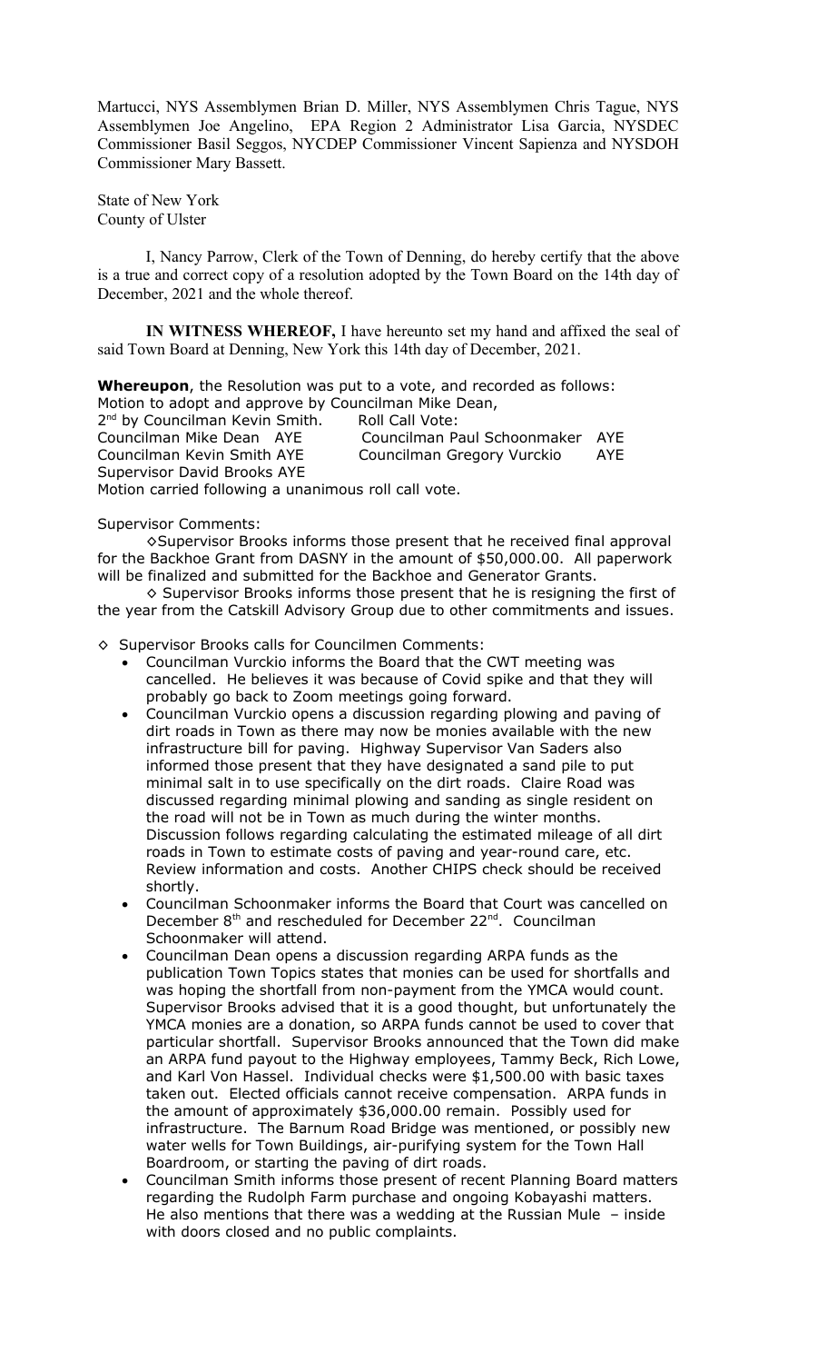Martucci, NYS Assemblymen Brian D. Miller, NYS Assemblymen Chris Tague, NYS Assemblymen Joe Angelino, EPA Region 2 Administrator Lisa Garcia, NYSDEC Commissioner Basil Seggos, NYCDEP Commissioner Vincent Sapienza and NYSDOH Commissioner Mary Bassett.

State of New York
County of Ulster

I, Nancy Parrow, Clerk of the Town of Denning, do hereby certify that the above is a true and correct copy of a resolution adopted by the Town Board on the 14th day of December, 2021 and the whole thereof.

**IN WITNESS WHEREOF,** I have hereunto set my hand and affixed the seal of said Town Board at Denning, New York this 14th day of December, 2021.

**Whereupon**, the Resolution was put to a vote, and recorded as follows:
Motion to adopt and approve by Councilman Mike Dean,
2nd by Councilman Kevin Smith. Roll Call Vote:
Councilman Mike Dean AYE Councilman Paul Schoonmaker AYE
Councilman Kevin Smith AYE Councilman Gregory Vurckio AYE
Supervisor David Brooks AYE
Motion carried following a unanimous roll call vote.

Supervisor Comments:

◇Supervisor Brooks informs those present that he received final approval for the Backhoe Grant from DASNY in the amount of $50,000.00. All paperwork will be finalized and submitted for the Backhoe and Generator Grants.

◇ Supervisor Brooks informs those present that he is resigning the first of the year from the Catskill Advisory Group due to other commitments and issues.

◇ Supervisor Brooks calls for Councilmen Comments:

- Councilman Vurckio informs the Board that the CWT meeting was cancelled. He believes it was because of Covid spike and that they will probably go back to Zoom meetings going forward.
- Councilman Vurckio opens a discussion regarding plowing and paving of dirt roads in Town as there may now be monies available with the new infrastructure bill for paving. Highway Supervisor Van Saders also informed those present that they have designated a sand pile to put minimal salt in to use specifically on the dirt roads. Claire Road was discussed regarding minimal plowing and sanding as single resident on the road will not be in Town as much during the winter months. Discussion follows regarding calculating the estimated mileage of all dirt roads in Town to estimate costs of paving and year-round care, etc. Review information and costs. Another CHIPS check should be received shortly.
- Councilman Schoonmaker informs the Board that Court was cancelled on December 8th and rescheduled for December 22nd. Councilman Schoonmaker will attend.
- Councilman Dean opens a discussion regarding ARPA funds as the publication Town Topics states that monies can be used for shortfalls and was hoping the shortfall from non-payment from the YMCA would count. Supervisor Brooks advised that it is a good thought, but unfortunately the YMCA monies are a donation, so ARPA funds cannot be used to cover that particular shortfall. Supervisor Brooks announced that the Town did make an ARPA fund payout to the Highway employees, Tammy Beck, Rich Lowe, and Karl Von Hassel. Individual checks were $1,500.00 with basic taxes taken out. Elected officials cannot receive compensation. ARPA funds in the amount of approximately $36,000.00 remain. Possibly used for infrastructure. The Barnum Road Bridge was mentioned, or possibly new water wells for Town Buildings, air-purifying system for the Town Hall Boardroom, or starting the paving of dirt roads.
- Councilman Smith informs those present of recent Planning Board matters regarding the Rudolph Farm purchase and ongoing Kobayashi matters. He also mentions that there was a wedding at the Russian Mule – inside with doors closed and no public complaints.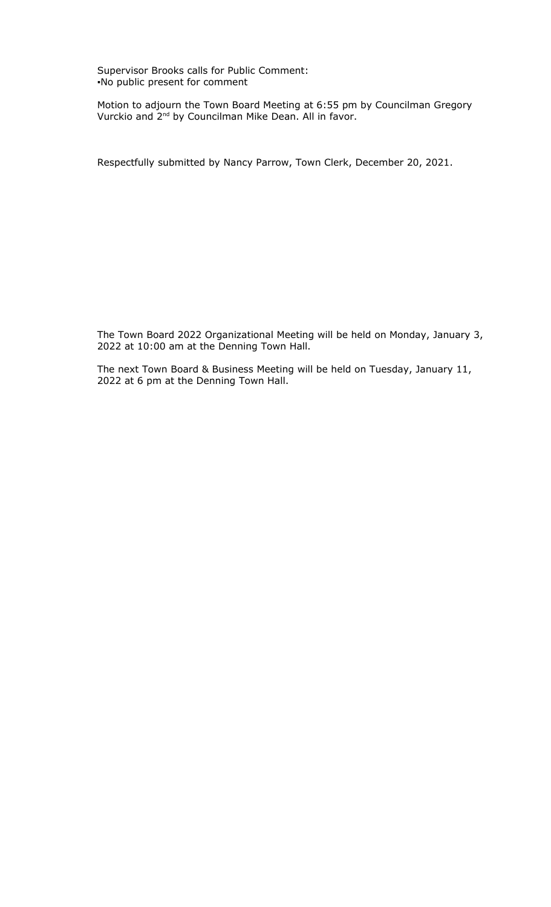Supervisor Brooks calls for Public Comment:
▪No public present for comment

Motion to adjourn the Town Board Meeting at 6:55 pm by Councilman Gregory Vurckio and 2nd by Councilman Mike Dean. All in favor.

Respectfully submitted by Nancy Parrow, Town Clerk, December 20, 2021.

The Town Board 2022 Organizational Meeting will be held on Monday, January 3, 2022 at 10:00 am at the Denning Town Hall.

The next Town Board & Business Meeting will be held on Tuesday, January 11, 2022 at 6 pm at the Denning Town Hall.